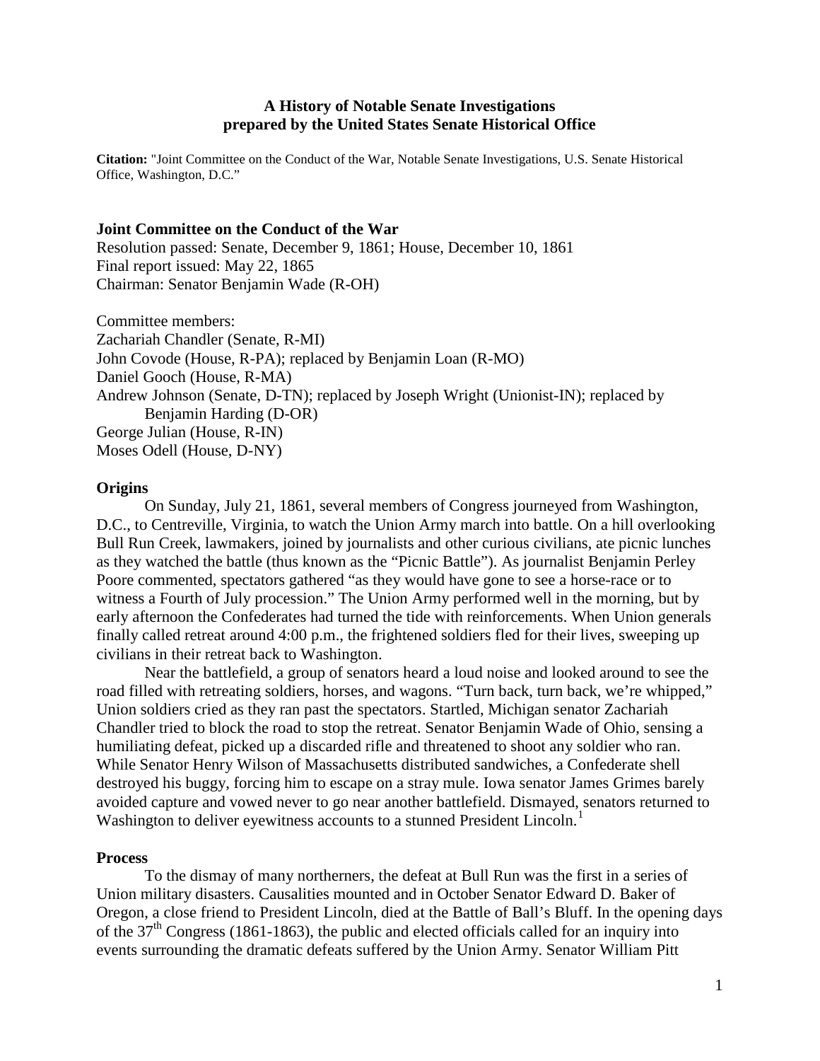# A History of Notable Senate Investigations prepared by the United States Senate Historical Office

**Citation:** "Joint Committee on the Conduct of the War, Notable Senate Investigations, U.S. Senate Historical Office, Washington, D.C."

## Joint Committee on the Conduct of the War

Resolution passed: Senate, December 9, 1861; House, December 10, 1861
Final report issued: May 22, 1865
Chairman: Senator Benjamin Wade (R-OH)

Committee members:
Zachariah Chandler (Senate, R-MI)
John Covode (House, R-PA); replaced by Benjamin Loan (R-MO)
Daniel Gooch (House, R-MA)
Andrew Johnson (Senate, D-TN); replaced by Joseph Wright (Unionist-IN); replaced by Benjamin Harding (D-OR)
George Julian (House, R-IN)
Moses Odell (House, D-NY)

### Origins

On Sunday, July 21, 1861, several members of Congress journeyed from Washington, D.C., to Centreville, Virginia, to watch the Union Army march into battle. On a hill overlooking Bull Run Creek, lawmakers, joined by journalists and other curious civilians, ate picnic lunches as they watched the battle (thus known as the "Picnic Battle"). As journalist Benjamin Perley Poore commented, spectators gathered "as they would have gone to see a horse-race or to witness a Fourth of July procession." The Union Army performed well in the morning, but by early afternoon the Confederates had turned the tide with reinforcements. When Union generals finally called retreat around 4:00 p.m., the frightened soldiers fled for their lives, sweeping up civilians in their retreat back to Washington.

Near the battlefield, a group of senators heard a loud noise and looked around to see the road filled with retreating soldiers, horses, and wagons. "Turn back, turn back, we're whipped," Union soldiers cried as they ran past the spectators. Startled, Michigan senator Zachariah Chandler tried to block the road to stop the retreat. Senator Benjamin Wade of Ohio, sensing a humiliating defeat, picked up a discarded rifle and threatened to shoot any soldier who ran. While Senator Henry Wilson of Massachusetts distributed sandwiches, a Confederate shell destroyed his buggy, forcing him to escape on a stray mule. Iowa senator James Grimes barely avoided capture and vowed never to go near another battlefield. Dismayed, senators returned to Washington to deliver eyewitness accounts to a stunned President Lincoln.[1]

### Process

To the dismay of many northerners, the defeat at Bull Run was the first in a series of Union military disasters. Causalities mounted and in October Senator Edward D. Baker of Oregon, a close friend to President Lincoln, died at the Battle of Ball's Bluff. In the opening days of the 37th Congress (1861-1863), the public and elected officials called for an inquiry into events surrounding the dramatic defeats suffered by the Union Army. Senator William Pitt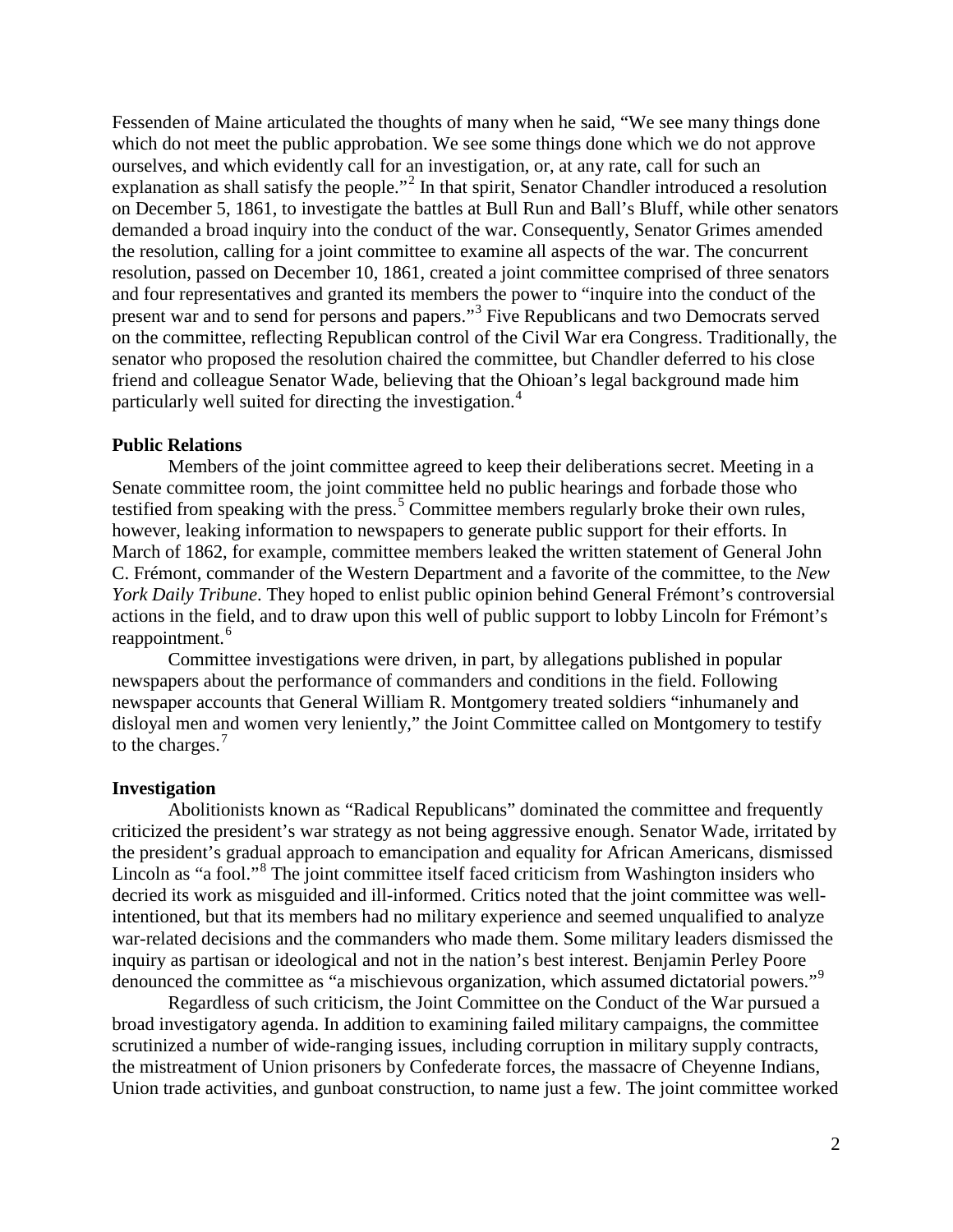Fessenden of Maine articulated the thoughts of many when he said, "We see many things done which do not meet the public approbation. We see some things done which we do not approve ourselves, and which evidently call for an investigation, or, at any rate, call for such an explanation as shall satisfy the people."[2] In that spirit, Senator Chandler introduced a resolution on December 5, 1861, to investigate the battles at Bull Run and Ball's Bluff, while other senators demanded a broad inquiry into the conduct of the war. Consequently, Senator Grimes amended the resolution, calling for a joint committee to examine all aspects of the war. The concurrent resolution, passed on December 10, 1861, created a joint committee comprised of three senators and four representatives and granted its members the power to "inquire into the conduct of the present war and to send for persons and papers."[3] Five Republicans and two Democrats served on the committee, reflecting Republican control of the Civil War era Congress. Traditionally, the senator who proposed the resolution chaired the committee, but Chandler deferred to his close friend and colleague Senator Wade, believing that the Ohioan's legal background made him particularly well suited for directing the investigation.[4]

**Public Relations**

Members of the joint committee agreed to keep their deliberations secret. Meeting in a Senate committee room, the joint committee held no public hearings and forbade those who testified from speaking with the press.[5] Committee members regularly broke their own rules, however, leaking information to newspapers to generate public support for their efforts. In March of 1862, for example, committee members leaked the written statement of General John C. Frémont, commander of the Western Department and a favorite of the committee, to the *New York Daily Tribune*. They hoped to enlist public opinion behind General Frémont's controversial actions in the field, and to draw upon this well of public support to lobby Lincoln for Frémont's reappointment.[6]

Committee investigations were driven, in part, by allegations published in popular newspapers about the performance of commanders and conditions in the field. Following newspaper accounts that General William R. Montgomery treated soldiers "inhumanely and disloyal men and women very leniently," the Joint Committee called on Montgomery to testify to the charges.[7]

**Investigation**

Abolitionists known as "Radical Republicans" dominated the committee and frequently criticized the president's war strategy as not being aggressive enough. Senator Wade, irritated by the president's gradual approach to emancipation and equality for African Americans, dismissed Lincoln as "a fool."[8] The joint committee itself faced criticism from Washington insiders who decried its work as misguided and ill-informed. Critics noted that the joint committee was well-intentioned, but that its members had no military experience and seemed unqualified to analyze war-related decisions and the commanders who made them. Some military leaders dismissed the inquiry as partisan or ideological and not in the nation's best interest. Benjamin Perley Poore denounced the committee as "a mischievous organization, which assumed dictatorial powers."[9]

Regardless of such criticism, the Joint Committee on the Conduct of the War pursued a broad investigatory agenda. In addition to examining failed military campaigns, the committee scrutinized a number of wide-ranging issues, including corruption in military supply contracts, the mistreatment of Union prisoners by Confederate forces, the massacre of Cheyenne Indians, Union trade activities, and gunboat construction, to name just a few. The joint committee worked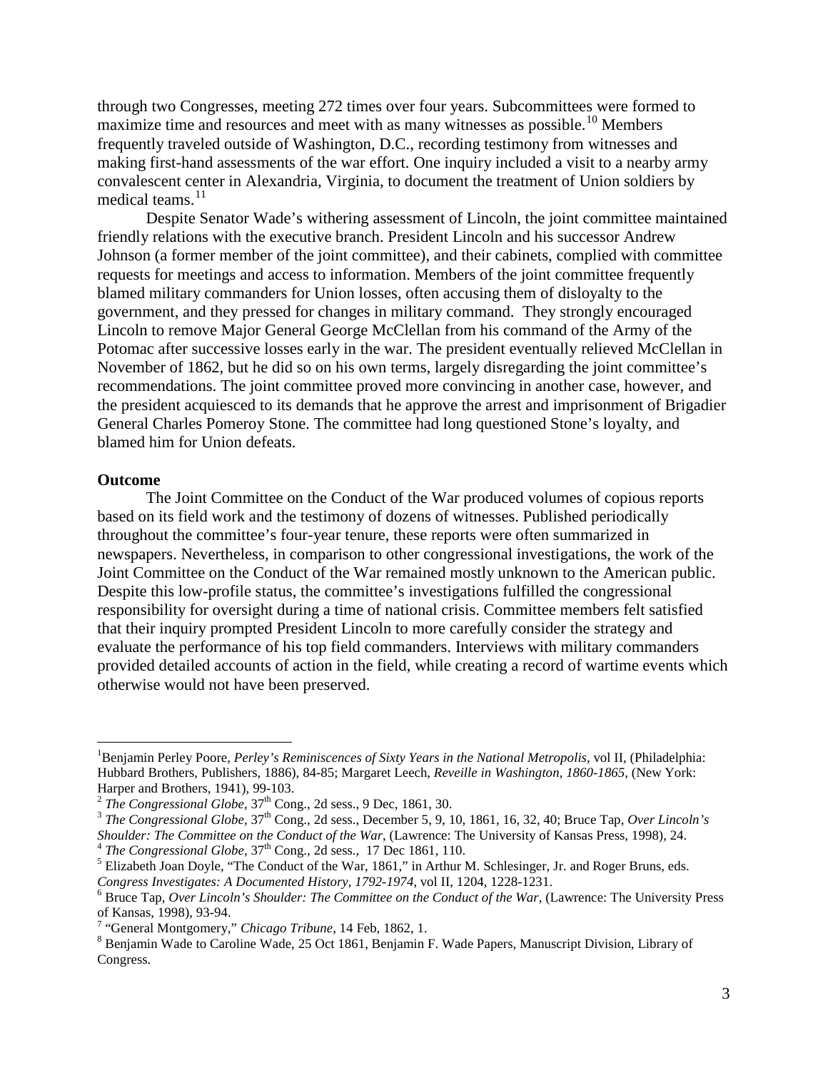through two Congresses, meeting 272 times over four years. Subcommittees were formed to maximize time and resources and meet with as many witnesses as possible.[10] Members frequently traveled outside of Washington, D.C., recording testimony from witnesses and making first-hand assessments of the war effort. One inquiry included a visit to a nearby army convalescent center in Alexandria, Virginia, to document the treatment of Union soldiers by medical teams.[11]

Despite Senator Wade's withering assessment of Lincoln, the joint committee maintained friendly relations with the executive branch. President Lincoln and his successor Andrew Johnson (a former member of the joint committee), and their cabinets, complied with committee requests for meetings and access to information. Members of the joint committee frequently blamed military commanders for Union losses, often accusing them of disloyalty to the government, and they pressed for changes in military command. They strongly encouraged Lincoln to remove Major General George McClellan from his command of the Army of the Potomac after successive losses early in the war. The president eventually relieved McClellan in November of 1862, but he did so on his own terms, largely disregarding the joint committee's recommendations. The joint committee proved more convincing in another case, however, and the president acquiesced to its demands that he approve the arrest and imprisonment of Brigadier General Charles Pomeroy Stone. The committee had long questioned Stone's loyalty, and blamed him for Union defeats.

**Outcome**

The Joint Committee on the Conduct of the War produced volumes of copious reports based on its field work and the testimony of dozens of witnesses. Published periodically throughout the committee's four-year tenure, these reports were often summarized in newspapers. Nevertheless, in comparison to other congressional investigations, the work of the Joint Committee on the Conduct of the War remained mostly unknown to the American public. Despite this low-profile status, the committee's investigations fulfilled the congressional responsibility for oversight during a time of national crisis. Committee members felt satisfied that their inquiry prompted President Lincoln to more carefully consider the strategy and evaluate the performance of his top field commanders. Interviews with military commanders provided detailed accounts of action in the field, while creating a record of wartime events which otherwise would not have been preserved.

---

[1] Benjamin Perley Poore, *Perley's Reminiscences of Sixty Years in the National Metropolis*, vol II, (Philadelphia: Hubbard Brothers, Publishers, 1886), 84-85; Margaret Leech, *Reveille in Washington, 1860-1865*, (New York: Harper and Brothers, 1941), 99-103.

[2] *The Congressional Globe*, 37th Cong., 2d sess., 9 Dec, 1861, 30.

[3] *The Congressional Globe*, 37th Cong., 2d sess., December 5, 9, 10, 1861, 16, 32, 40; Bruce Tap, *Over Lincoln's Shoulder: The Committee on the Conduct of the War*, (Lawrence: The University of Kansas Press, 1998), 24.

[4] *The Congressional Globe*, 37th Cong., 2d sess., 17 Dec 1861, 110.

[5] Elizabeth Joan Doyle, "The Conduct of the War, 1861," in Arthur M. Schlesinger, Jr. and Roger Bruns, eds. *Congress Investigates: A Documented History, 1792-1974*, vol II, 1204, 1228-1231.

[6] Bruce Tap, *Over Lincoln's Shoulder: The Committee on the Conduct of the War*, (Lawrence: The University Press of Kansas, 1998), 93-94.

[7] "General Montgomery," *Chicago Tribune*, 14 Feb, 1862, 1.

[8] Benjamin Wade to Caroline Wade, 25 Oct 1861, Benjamin F. Wade Papers, Manuscript Division, Library of Congress.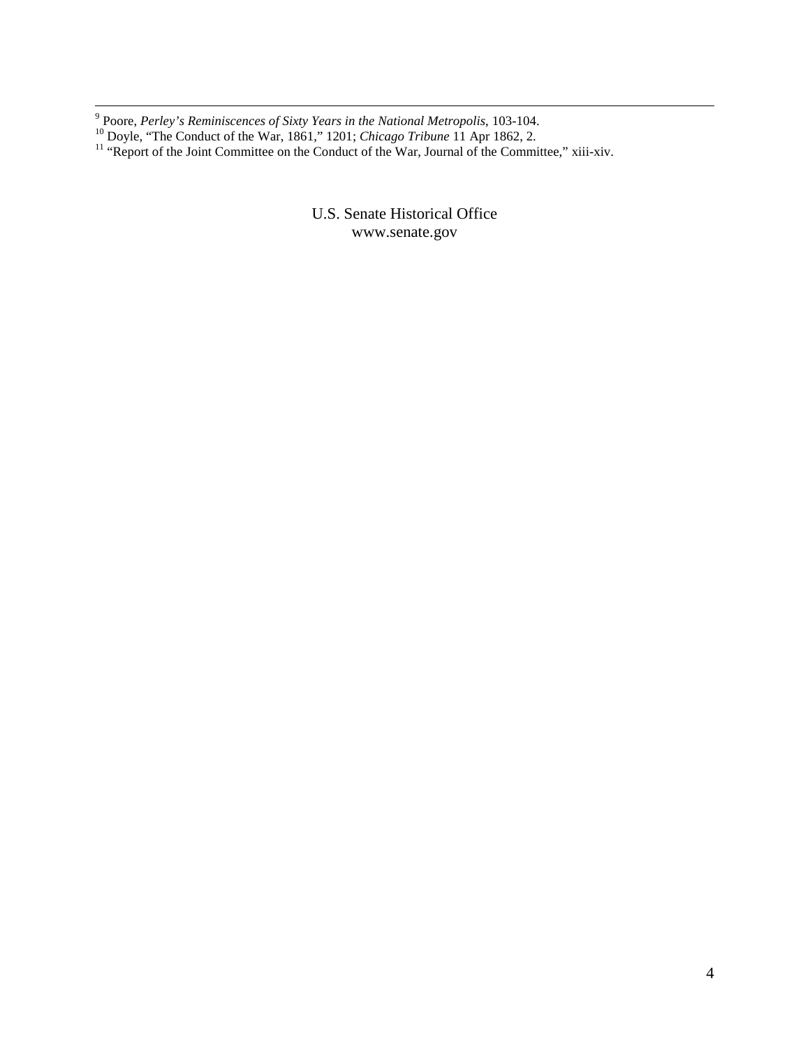[9] Poore, *Perley's Reminiscences of Sixty Years in the National Metropolis*, 103-104.
[10] Doyle, "The Conduct of the War, 1861," 1201; *Chicago Tribune* 11 Apr 1862, 2.
[11] "Report of the Joint Committee on the Conduct of the War, Journal of the Committee," xiii-xiv.

U.S. Senate Historical Office
www.senate.gov